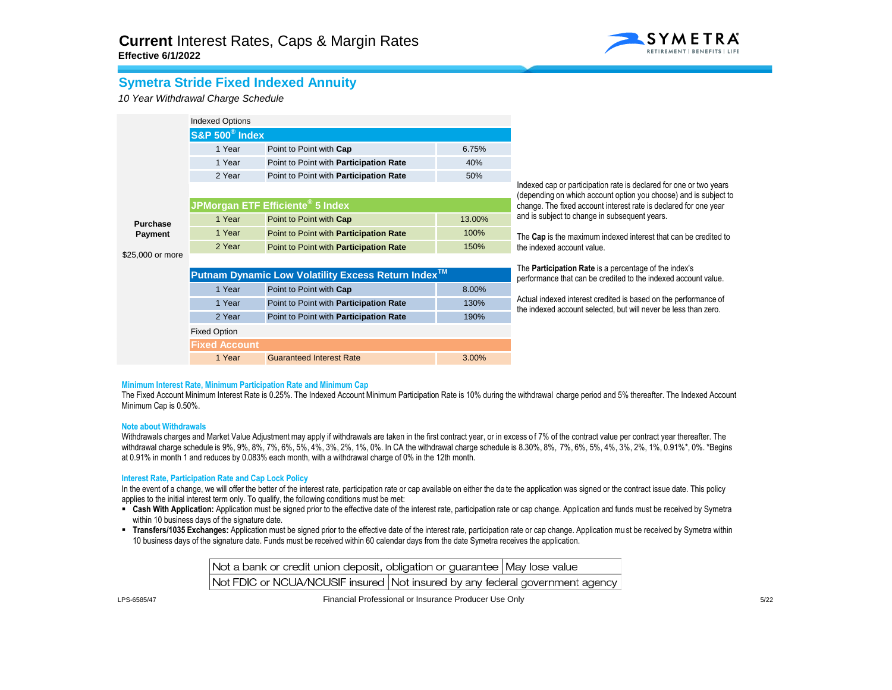# **Current** Interest Rates, Caps & Margin Rates

**Effective 6/1/2022**

## Symetra Stride Fixed Indexed Annuity

*10 Year Withdrawal Charge Schedule*

| Purchase Payment | Indexed Options | | |
|---|---|---|---|
| | **S&P 500® Index** | | |
| | 1 Year | Point to Point with **Cap** | 6.75% |
| | 1 Year | Point to Point with **Participation Rate** | 40% |
| | 2 Year | Point to Point with **Participation Rate** | 50% |
| | **JPMorgan ETF Efficiente® 5 Index** | | |
| | 1 Year | Point to Point with **Cap** | 13.00% |
| | 1 Year | Point to Point with **Participation Rate** | 100% |
| | 2 Year | Point to Point with **Participation Rate** | 150% |
| | **Putnam Dynamic Low Volatility Excess Return Index™** | | |
| | 1 Year | Point to Point with **Cap** | 8.00% |
| | 1 Year | Point to Point with **Participation Rate** | 130% |
| | 2 Year | Point to Point with **Participation Rate** | 190% |
| | Fixed Option | | |
| | **Fixed Account** | | |
| $25,000 or more | 1 Year | Guaranteed Interest Rate | 3.00% |

Indexed cap or participation rate is declared for one or two years (depending on which account option you choose) and is subject to change. The fixed account interest rate is declared for one year and is subject to change in subsequent years.

The **Cap** is the maximum indexed interest that can be credited to the indexed account value.

The **Participation Rate** is a percentage of the index's performance that can be credited to the indexed account value.

Actual indexed interest credited is based on the performance of the indexed account selected, but will never be less than zero.

### Minimum Interest Rate, Minimum Participation Rate and Minimum Cap

The Fixed Account Minimum Interest Rate is 0.25%. The Indexed Account Minimum Participation Rate is 10% during the withdrawal charge period and 5% thereafter. The Indexed Account Minimum Cap is 0.50%.

### Note about Withdrawals

Withdrawals charges and Market Value Adjustment may apply if withdrawals are taken in the first contract year, or in excess of 7% of the contract value per contract year thereafter. The withdrawal charge schedule is 9%, 9%, 8%, 7%, 6%, 5%, 4%, 3%, 2%, 1%, 0%. In CA the withdrawal charge schedule is 8.30%, 8%, 7%, 6%, 5%, 4%, 3%, 2%, 1%, 0.91%*, 0%. *Begins at 0.91% in month 1 and reduces by 0.083% each month, with a withdrawal charge of 0% in the 12th month.

### Interest Rate, Participation Rate and Cap Lock Policy

In the event of a change, we will offer the better of the interest rate, participation rate or cap available on either the date the application was signed or the contract issue date. This policy applies to the initial interest term only. To qualify, the following conditions must be met:

- **Cash With Application:** Application must be signed prior to the effective date of the interest rate, participation rate or cap change. Application and funds must be received by Symetra within 10 business days of the signature date.
- **Transfers/1035 Exchanges:** Application must be signed prior to the effective date of the interest rate, participation rate or cap change. Application must be received by Symetra within 10 business days of the signature date. Funds must be received within 60 calendar days from the date Symetra receives the application.

| Not a bank or credit union deposit, obligation or guarantee | May lose value |
|---|---|
| Not FDIC or NCUA/NCUSIF insured | Not insured by any federal government agency |

LPS-6585/47

Financial Professional or Insurance Producer Use Only

5/22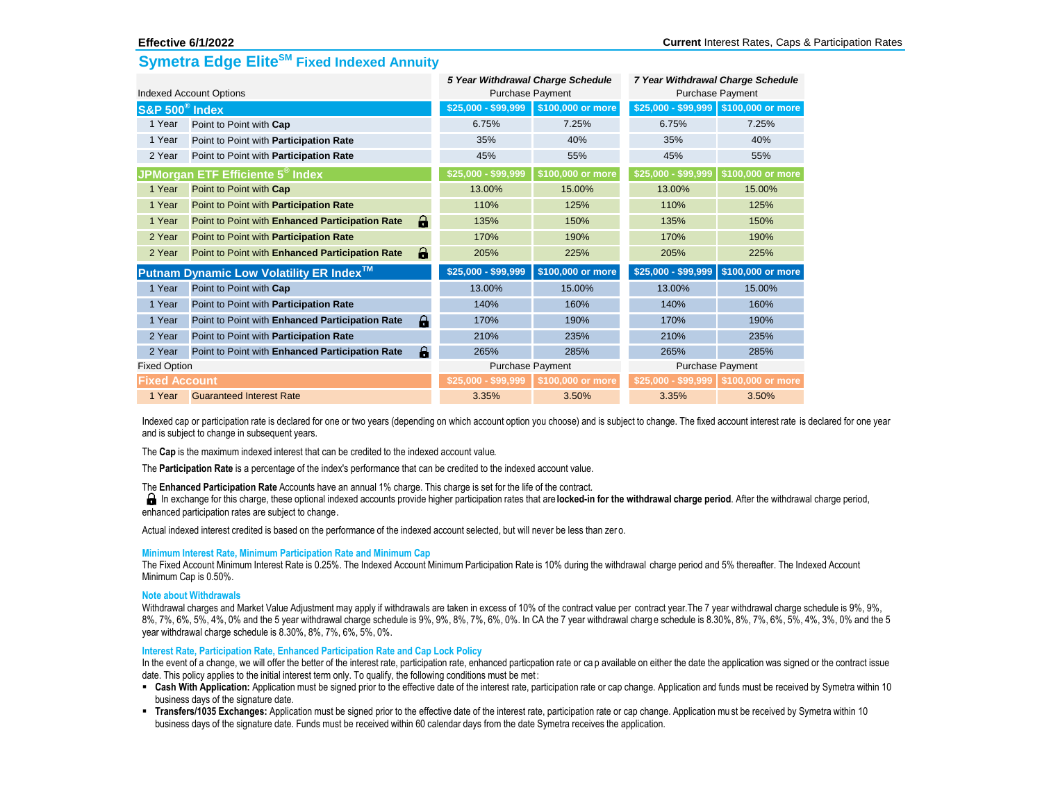Effective 6/1/2022 — **Current** Interest Rates, Caps & Participation Rates

# Symetra Edge Elite[SM] Fixed Indexed Annuity

| Indexed Account Options | | 5 Year Withdrawal Charge Schedule | | 7 Year Withdrawal Charge Schedule | |
|---|---|---|---|---|---|
| | | Purchase Payment | | Purchase Payment | |
| **S&P 500® Index** | | $25,000 - $99,999 | $100,000 or more | $25,000 - $99,999 | $100,000 or more |
| 1 Year | Point to Point with **Cap** | 6.75% | 7.25% | 6.75% | 7.25% |
| 1 Year | Point to Point with **Participation Rate** | 35% | 40% | 35% | 40% |
| 2 Year | Point to Point with **Participation Rate** | 45% | 55% | 45% | 55% |
| **JPMorgan ETF Efficiente 5® Index** | | $25,000 - $99,999 | $100,000 or more | $25,000 - $99,999 | $100,000 or more |
| 1 Year | Point to Point with **Cap** | 13.00% | 15.00% | 13.00% | 15.00% |
| 1 Year | Point to Point with **Participation Rate** | 110% | 125% | 110% | 125% |
| 1 Year | Point to Point with **Enhanced Participation Rate** 🔒 | 135% | 150% | 135% | 150% |
| 2 Year | Point to Point with **Participation Rate** | 170% | 190% | 170% | 190% |
| 2 Year | Point to Point with **Enhanced Participation Rate** 🔒 | 205% | 225% | 205% | 225% |
| **Putnam Dynamic Low Volatility ER Index™** | | $25,000 - $99,999 | $100,000 or more | $25,000 - $99,999 | $100,000 or more |
| 1 Year | Point to Point with **Cap** | 13.00% | 15.00% | 13.00% | 15.00% |
| 1 Year | Point to Point with **Participation Rate** | 140% | 160% | 140% | 160% |
| 1 Year | Point to Point with **Enhanced Participation Rate** 🔒 | 170% | 190% | 170% | 190% |
| 2 Year | Point to Point with **Participation Rate** | 210% | 235% | 210% | 235% |
| 2 Year | Point to Point with **Enhanced Participation Rate** 🔒 | 265% | 285% | 265% | 285% |
| Fixed Option | | Purchase Payment | | Purchase Payment | |
| **Fixed Account** | | $25,000 - $99,999 | $100,000 or more | $25,000 - $99,999 | $100,000 or more |
| 1 Year | Guaranteed Interest Rate | 3.35% | 3.50% | 3.35% | 3.50% |

Indexed cap or participation rate is declared for one or two years (depending on which account option you choose) and is subject to change. The fixed account interest rate is declared for one year and is subject to change in subsequent years.

The **Cap** is the maximum indexed interest that can be credited to the indexed account value.

The **Participation Rate** is a percentage of the index's performance that can be credited to the indexed account value.

The **Enhanced Participation Rate** Accounts have an annual 1% charge. This charge is set for the life of the contract.
🔒 In exchange for this charge, these optional indexed accounts provide higher participation rates that are **locked-in for the withdrawal charge period**. After the withdrawal charge period, enhanced participation rates are subject to change.

Actual indexed interest credited is based on the performance of the indexed account selected, but will never be less than zero.

### Minimum Interest Rate, Minimum Participation Rate and Minimum Cap

The Fixed Account Minimum Interest Rate is 0.25%. The Indexed Account Minimum Participation Rate is 10% during the withdrawal charge period and 5% thereafter. The Indexed Account Minimum Cap is 0.50%.

### Note about Withdrawals

Withdrawal charges and Market Value Adjustment may apply if withdrawals are taken in excess of 10% of the contract value per contract year.The 7 year withdrawal charge schedule is 9%, 9%, 8%, 7%, 6%, 5%, 4%, 0% and the 5 year withdrawal charge schedule is 9%, 9%, 8%, 7%, 6%, 0%. In CA the 7 year withdrawal charge schedule is 8.30%, 8%, 7%, 6%, 5%, 4%, 3%, 0% and the 5 year withdrawal charge schedule is 8.30%, 8%, 7%, 6%, 5%, 0%.

### Interest Rate, Participation Rate, Enhanced Participation Rate and Cap Lock Policy

In the event of a change, we will offer the better of the interest rate, participation rate, enhanced particpation rate or cap available on either the date the application was signed or the contract issue date. This policy applies to the initial interest term only. To qualify, the following conditions must be met:

- **Cash With Application:** Application must be signed prior to the effective date of the interest rate, participation rate or cap change. Application and funds must be received by Symetra within 10 business days of the signature date.
- **Transfers/1035 Exchanges:** Application must be signed prior to the effective date of the interest rate, participation rate or cap change. Application must be received by Symetra within 10 business days of the signature date. Funds must be received within 60 calendar days from the date Symetra receives the application.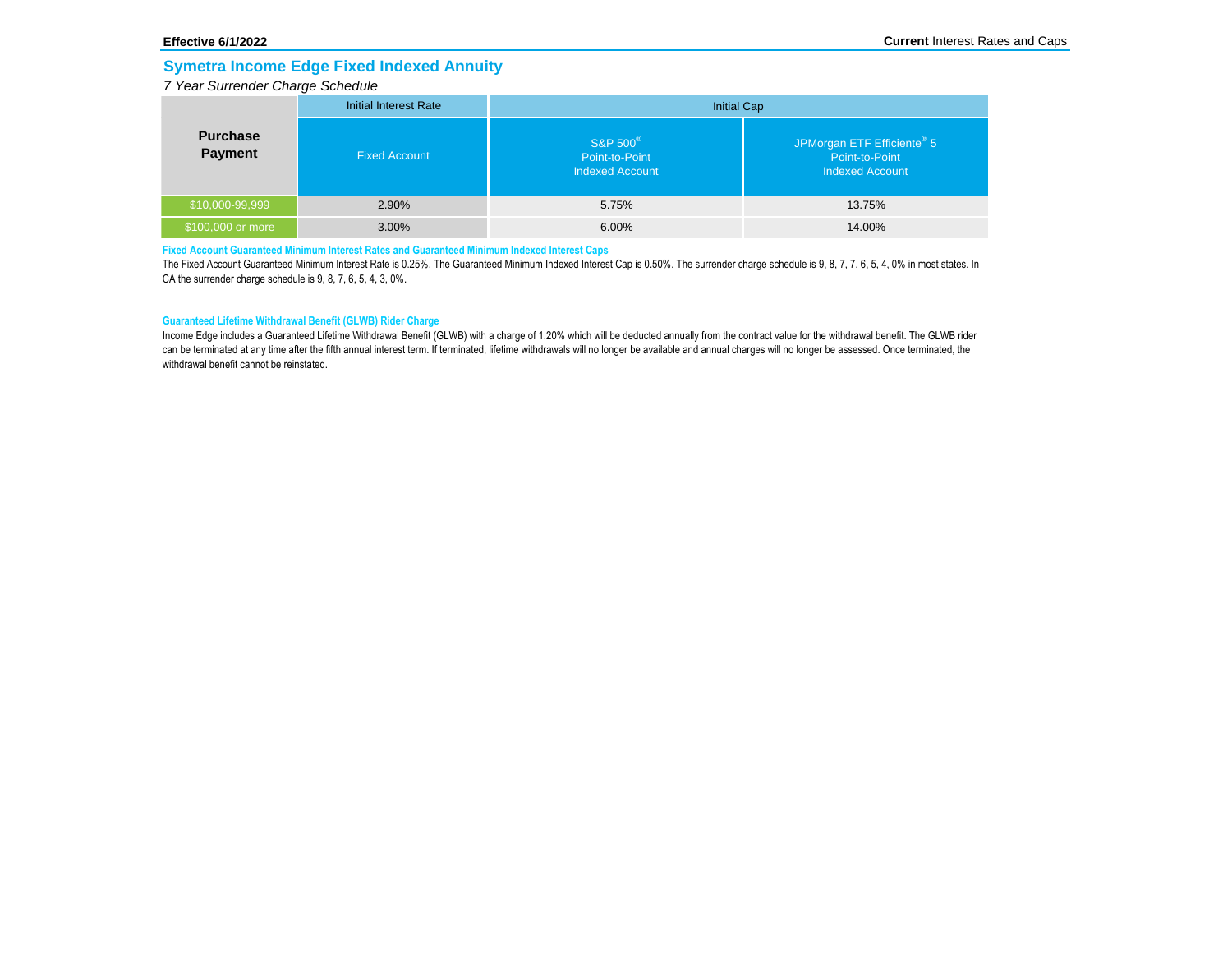**Effective 6/1/2022**

**Current** Interest Rates and Caps

## Symetra Income Edge Fixed Indexed Annuity

*7 Year Surrender Charge Schedule*

| Purchase Payment | Initial Interest Rate | Initial Cap | |
|---|---|---|---|
| | Fixed Account | S&P 500® Point-to-Point Indexed Account | JPMorgan ETF Efficiente® 5 Point-to-Point Indexed Account |
| $10,000-99,999 | 2.90% | 5.75% | 13.75% |
| $100,000 or more | 3.00% | 6.00% | 14.00% |

**Fixed Account Guaranteed Minimum Interest Rates and Guaranteed Minimum Indexed Interest Caps**

The Fixed Account Guaranteed Minimum Interest Rate is 0.25%. The Guaranteed Minimum Indexed Interest Cap is 0.50%. The surrender charge schedule is 9, 8, 7, 7, 6, 5, 4, 0% in most states. In CA the surrender charge schedule is 9, 8, 7, 6, 5, 4, 3, 0%.

**Guaranteed Lifetime Withdrawal Benefit (GLWB) Rider Charge**

Income Edge includes a Guaranteed Lifetime Withdrawal Benefit (GLWB) with a charge of 1.20% which will be deducted annually from the contract value for the withdrawal benefit. The GLWB rider can be terminated at any time after the fifth annual interest term. If terminated, lifetime withdrawals will no longer be available and annual charges will no longer be assessed. Once terminated, the withdrawal benefit cannot be reinstated.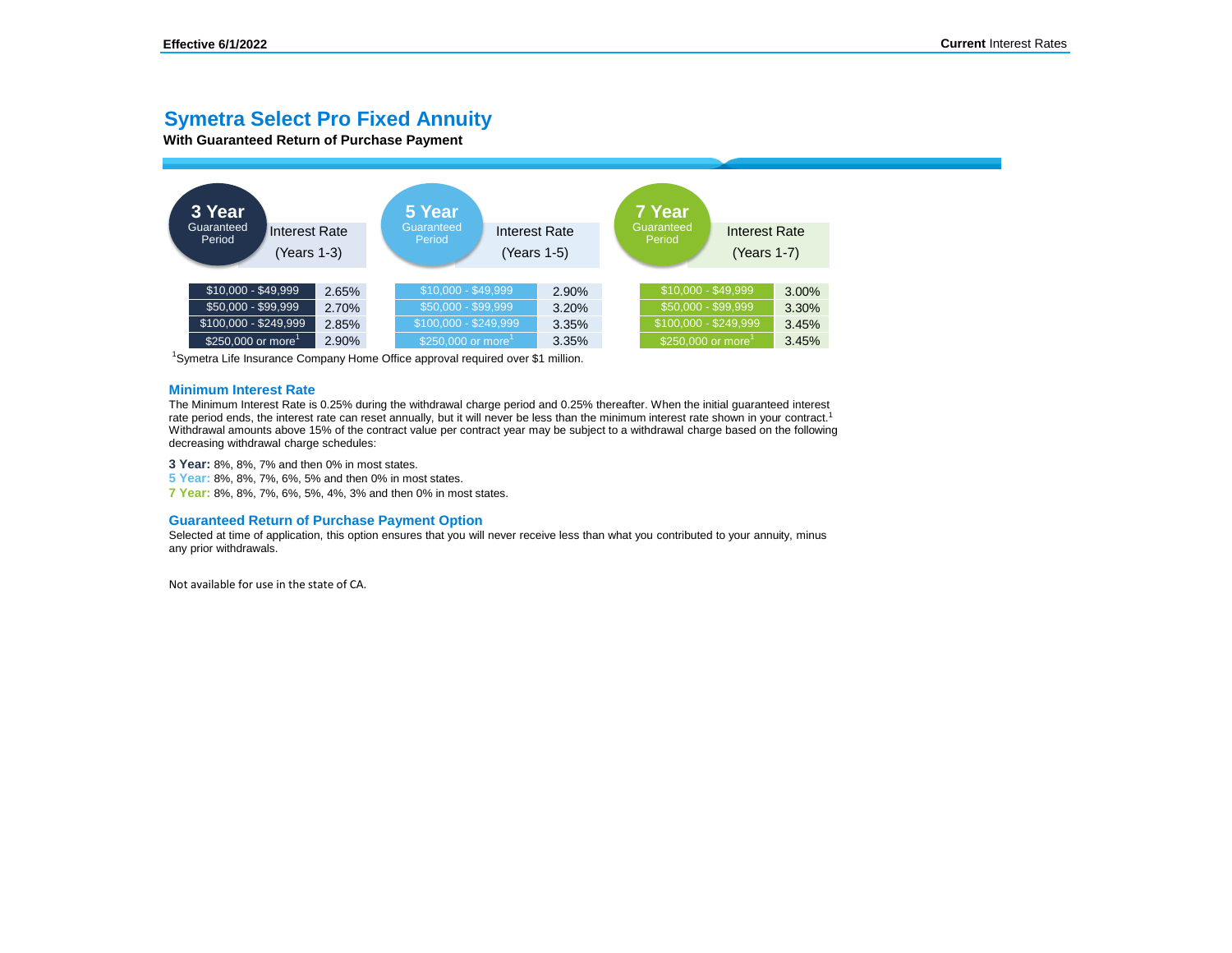Effective 6/1/2022

**Current** Interest Rates

# Symetra Select Pro Fixed Annuity

**With Guaranteed Return of Purchase Payment**

| 3 Year Guaranteed Period | Interest Rate (Years 1-3) |
|---|---|
| $10,000 - $49,999 | 2.65% |
| $50,000 - $99,999 | 2.70% |
| $100,000 - $249,999 | 2.85% |
| $250,000 or more[1] | 2.90% |

| 5 Year Guaranteed Period | Interest Rate (Years 1-5) |
|---|---|
| $10,000 - $49,999 | 2.90% |
| $50,000 - $99,999 | 3.20% |
| $100,000 - $249,999 | 3.35% |
| $250,000 or more[1] | 3.35% |

| 7 Year Guaranteed Period | Interest Rate (Years 1-7) |
|---|---|
| $10,000 - $49,999 | 3.00% |
| $50,000 - $99,999 | 3.30% |
| $100,000 - $249,999 | 3.45% |
| $250,000 or more[1] | 3.45% |

[1]Symetra Life Insurance Company Home Office approval required over $1 million.

## Minimum Interest Rate

The Minimum Interest Rate is 0.25% during the withdrawal charge period and 0.25% thereafter. When the initial guaranteed interest rate period ends, the interest rate can reset annually, but it will never be less than the minimum interest rate shown in your contract.[1] Withdrawal amounts above 15% of the contract value per contract year may be subject to a withdrawal charge based on the following decreasing withdrawal charge schedules:

**3 Year:** 8%, 8%, 7% and then 0% in most states.
**5 Year:** 8%, 8%, 7%, 6%, 5% and then 0% in most states.
**7 Year:** 8%, 8%, 7%, 6%, 5%, 4%, 3% and then 0% in most states.

## Guaranteed Return of Purchase Payment Option

Selected at time of application, this option ensures that you will never receive less than what you contributed to your annuity, minus any prior withdrawals.

Not available for use in the state of CA.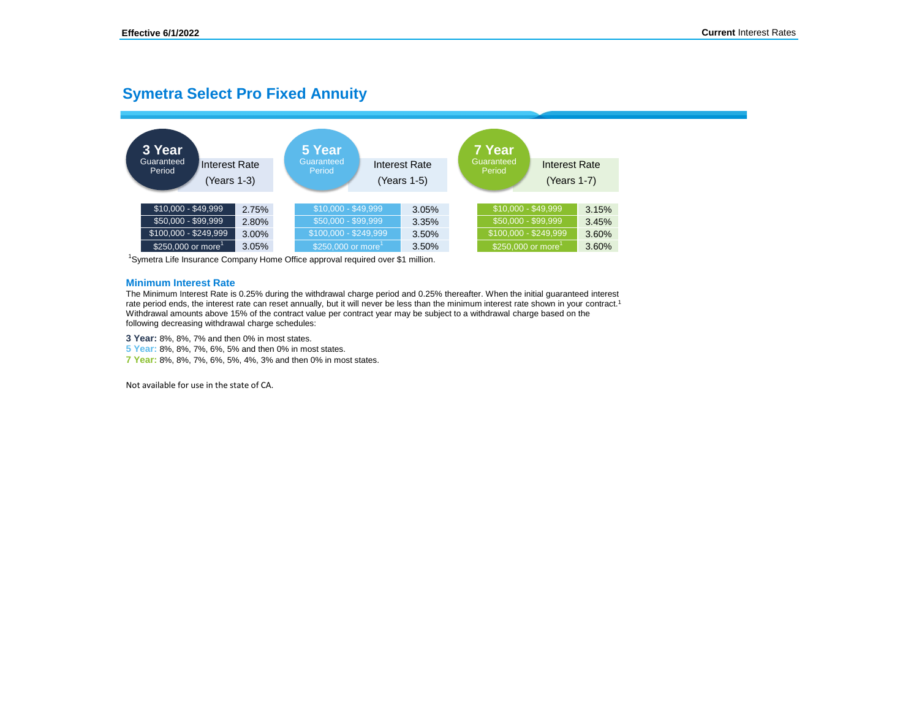## Symetra Select Pro Fixed Annuity

**3 Year** Guaranteed Period

| Interest Rate (Years 1-3) | |
|---|---|
| $10,000 - $49,999 | 2.75% |
| $50,000 - $99,999 | 2.80% |
| $100,000 - $249,999 | 3.00% |
| $250,000 or more[1] | 3.05% |

**5 Year** Guaranteed Period

| Interest Rate (Years 1-5) | |
|---|---|
| $10,000 - $49,999 | 3.05% |
| $50,000 - $99,999 | 3.35% |
| $100,000 - $249,999 | 3.50% |
| $250,000 or more[1] | 3.50% |

**7 Year** Guaranteed Period

| Interest Rate (Years 1-7) | |
|---|---|
| $10,000 - $49,999 | 3.15% |
| $50,000 - $99,999 | 3.45% |
| $100,000 - $249,999 | 3.60% |
| $250,000 or more[1] | 3.60% |

[1]Symetra Life Insurance Company Home Office approval required over $1 million.

### Minimum Interest Rate

The Minimum Interest Rate is 0.25% during the withdrawal charge period and 0.25% thereafter. When the initial guaranteed interest rate period ends, the interest rate can reset annually, but it will never be less than the minimum interest rate shown in your contract.[1] Withdrawal amounts above 15% of the contract value per contract year may be subject to a withdrawal charge based on the following decreasing withdrawal charge schedules:

**3 Year:** 8%, 8%, 7% and then 0% in most states.
**5 Year:** 8%, 8%, 7%, 6%, 5% and then 0% in most states.
**7 Year:** 8%, 8%, 7%, 6%, 5%, 4%, 3% and then 0% in most states.

Not available for use in the state of CA.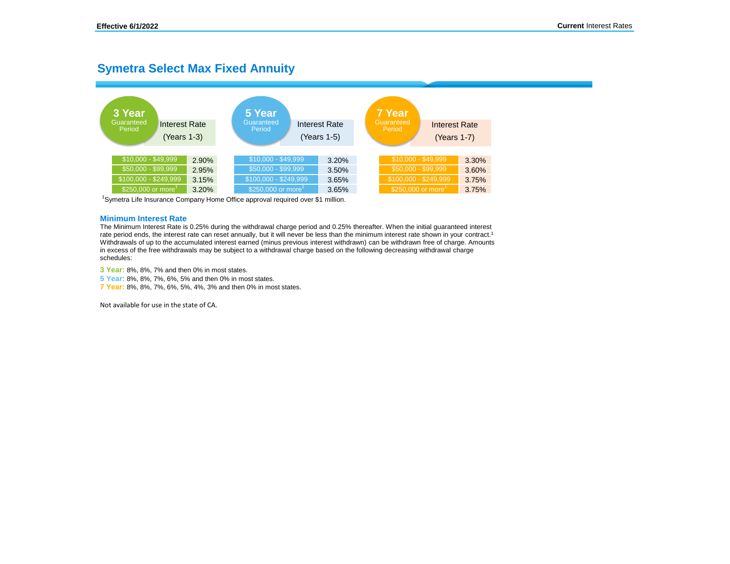Effective 6/1/2022 — **Current** Interest Rates

# Symetra Select Max Fixed Annuity

| **3 Year** Guaranteed Period | Interest Rate (Years 1-3) |
| --- | --- |
| $10,000 - $49,999 | 2.90% |
| $50,000 - $99,999 | 2.95% |
| $100,000 - $249,999 | 3.15% |
| $250,000 or more[1] | 3.20% |

| **5 Year** Guaranteed Period | Interest Rate (Years 1-5) |
| --- | --- |
| $10,000 - $49,999 | 3.20% |
| $50,000 - $99,999 | 3.50% |
| $100,000 - $249,999 | 3.65% |
| $250,000 or more[1] | 3.65% |

| **7 Year** Guaranteed Period | Interest Rate (Years 1-7) |
| --- | --- |
| $10,000 - $49,999 | 3.30% |
| $50,000 - $99,999 | 3.60% |
| $100,000 - $249,999 | 3.75% |
| $250,000 or more[1] | 3.75% |

[1]Symetra Life Insurance Company Home Office approval required over $1 million.

### Minimum Interest Rate

The Minimum Interest Rate is 0.25% during the withdrawal charge period and 0.25% thereafter. When the initial guaranteed interest rate period ends, the interest rate can reset annually, but it will never be less than the minimum interest rate shown in your contract.[1] Withdrawals of up to the accumulated interest earned (minus previous interest withdrawn) can be withdrawn free of charge. Amounts in excess of the free withdrawals may be subject to a withdrawal charge based on the following decreasing withdrawal charge schedules:

**3 Year:** 8%, 8%, 7% and then 0% in most states.

**5 Year:** 8%, 8%, 7%, 6%, 5% and then 0% in most states.

**7 Year:** 8%, 8%, 7%, 6%, 5%, 4%, 3% and then 0% in most states.

Not available for use in the state of CA.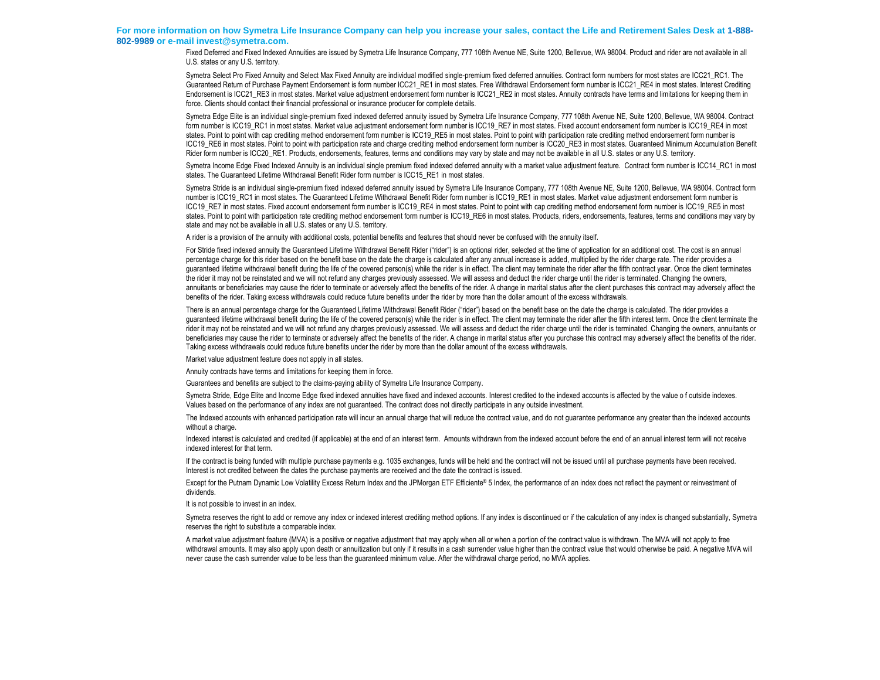**For more information on how Symetra Life Insurance Company can help you increase your sales, contact the Life and Retirement Sales Desk at 1-888-802-9989 or e-mail invest@symetra.com.**

Fixed Deferred and Fixed Indexed Annuities are issued by Symetra Life Insurance Company, 777 108th Avenue NE, Suite 1200, Bellevue, WA 98004. Product and rider are not available in all U.S. states or any U.S. territory.

Symetra Select Pro Fixed Annuity and Select Max Fixed Annuity are individual modified single-premium fixed deferred annuities. Contract form numbers for most states are ICC21_RC1. The Guaranteed Return of Purchase Payment Endorsement is form number ICC21_RE1 in most states. Free Withdrawal Endorsement form number is ICC21_RE4 in most states. Interest Crediting Endorsement is ICC21_RE3 in most states. Market value adjustment endorsement form number is ICC21_RE2 in most states. Annuity contracts have terms and limitations for keeping them in force. Clients should contact their financial professional or insurance producer for complete details.

Symetra Edge Elite is an individual single-premium fixed indexed deferred annuity issued by Symetra Life Insurance Company, 777 108th Avenue NE, Suite 1200, Bellevue, WA 98004. Contract form number is ICC19_RC1 in most states. Market value adjustment endorsement form number is ICC19_RE7 in most states. Fixed account endorsement form number is ICC19_RE4 in most states. Point to point with cap crediting method endorsement form number is ICC19_RE5 in most states. Point to point with participation rate crediting method endorsement form number is ICC19_RE6 in most states. Point to point with participation rate and charge crediting method endorsement form number is ICC20_RE3 in most states. Guaranteed Minimum Accumulation Benefit Rider form number is ICC20_RE1. Products, endorsements, features, terms and conditions may vary by state and may not be available in all U.S. states or any U.S. territory.

Symetra Income Edge Fixed Indexed Annuity is an individual single premium fixed indexed deferred annuity with a market value adjustment feature. Contract form number is ICC14_RC1 in most states. The Guaranteed Lifetime Withdrawal Benefit Rider form number is ICC15_RE1 in most states.

Symetra Stride is an individual single-premium fixed indexed deferred annuity issued by Symetra Life Insurance Company, 777 108th Avenue NE, Suite 1200, Bellevue, WA 98004. Contract form number is ICC19_RC1 in most states. The Guaranteed Lifetime Withdrawal Benefit Rider form number is ICC19_RE1 in most states. Market value adjustment endorsement form number is ICC19_RE7 in most states. Fixed account endorsement form number is ICC19_RE4 in most states. Point to point with cap crediting method endorsement form number is ICC19_RE5 in most states. Point to point with participation rate crediting method endorsement form number is ICC19_RE6 in most states. Products, riders, endorsements, features, terms and conditions may vary by state and may not be available in all U.S. states or any U.S. territory.

A rider is a provision of the annuity with additional costs, potential benefits and features that should never be confused with the annuity itself.

For Stride fixed indexed annuity the Guaranteed Lifetime Withdrawal Benefit Rider ("rider") is an optional rider, selected at the time of application for an additional cost. The cost is an annual percentage charge for this rider based on the benefit base on the date the charge is calculated after any annual increase is added, multiplied by the rider charge rate. The rider provides a guaranteed lifetime withdrawal benefit during the life of the covered person(s) while the rider is in effect. The client may terminate the rider after the fifth contract year. Once the client terminates the rider it may not be reinstated and we will not refund any charges previously assessed. We will assess and deduct the rider charge until the rider is terminated. Changing the owners, annuitants or beneficiaries may cause the rider to terminate or adversely affect the benefits of the rider. A change in marital status after the client purchases this contract may adversely affect the benefits of the rider. Taking excess withdrawals could reduce future benefits under the rider by more than the dollar amount of the excess withdrawals.

There is an annual percentage charge for the Guaranteed Lifetime Withdrawal Benefit Rider ("rider") based on the benefit base on the date the charge is calculated. The rider provides a guaranteed lifetime withdrawal benefit during the life of the covered person(s) while the rider is in effect. The client may terminate the rider after the fifth interest term. Once the client terminate the rider it may not be reinstated and we will not refund any charges previously assessed. We will assess and deduct the rider charge until the rider is terminated. Changing the owners, annuitants or beneficiaries may cause the rider to terminate or adversely affect the benefits of the rider. A change in marital status after you purchase this contract may adversely affect the benefits of the rider. Taking excess withdrawals could reduce future benefits under the rider by more than the dollar amount of the excess withdrawals.

Market value adjustment feature does not apply in all states.

Annuity contracts have terms and limitations for keeping them in force.

Guarantees and benefits are subject to the claims-paying ability of Symetra Life Insurance Company.

Symetra Stride, Edge Elite and Income Edge fixed indexed annuities have fixed and indexed accounts. Interest credited to the indexed accounts is affected by the value of outside indexes. Values based on the performance of any index are not guaranteed. The contract does not directly participate in any outside investment.

The Indexed accounts with enhanced participation rate will incur an annual charge that will reduce the contract value, and do not guarantee performance any greater than the indexed accounts without a charge.

Indexed interest is calculated and credited (if applicable) at the end of an interest term. Amounts withdrawn from the indexed account before the end of an annual interest term will not receive indexed interest for that term.

If the contract is being funded with multiple purchase payments e.g. 1035 exchanges, funds will be held and the contract will not be issued until all purchase payments have been received. Interest is not credited between the dates the purchase payments are received and the date the contract is issued.

Except for the Putnam Dynamic Low Volatility Excess Return Index and the JPMorgan ETF Efficiente® 5 Index, the performance of an index does not reflect the payment or reinvestment of dividends.

It is not possible to invest in an index.

Symetra reserves the right to add or remove any index or indexed interest crediting method options. If any index is discontinued or if the calculation of any index is changed substantially, Symetra reserves the right to substitute a comparable index.

A market value adjustment feature (MVA) is a positive or negative adjustment that may apply when all or when a portion of the contract value is withdrawn. The MVA will not apply to free withdrawal amounts. It may also apply upon death or annuitization but only if it results in a cash surrender value higher than the contract value that would otherwise be paid. A negative MVA will never cause the cash surrender value to be less than the guaranteed minimum value. After the withdrawal charge period, no MVA applies.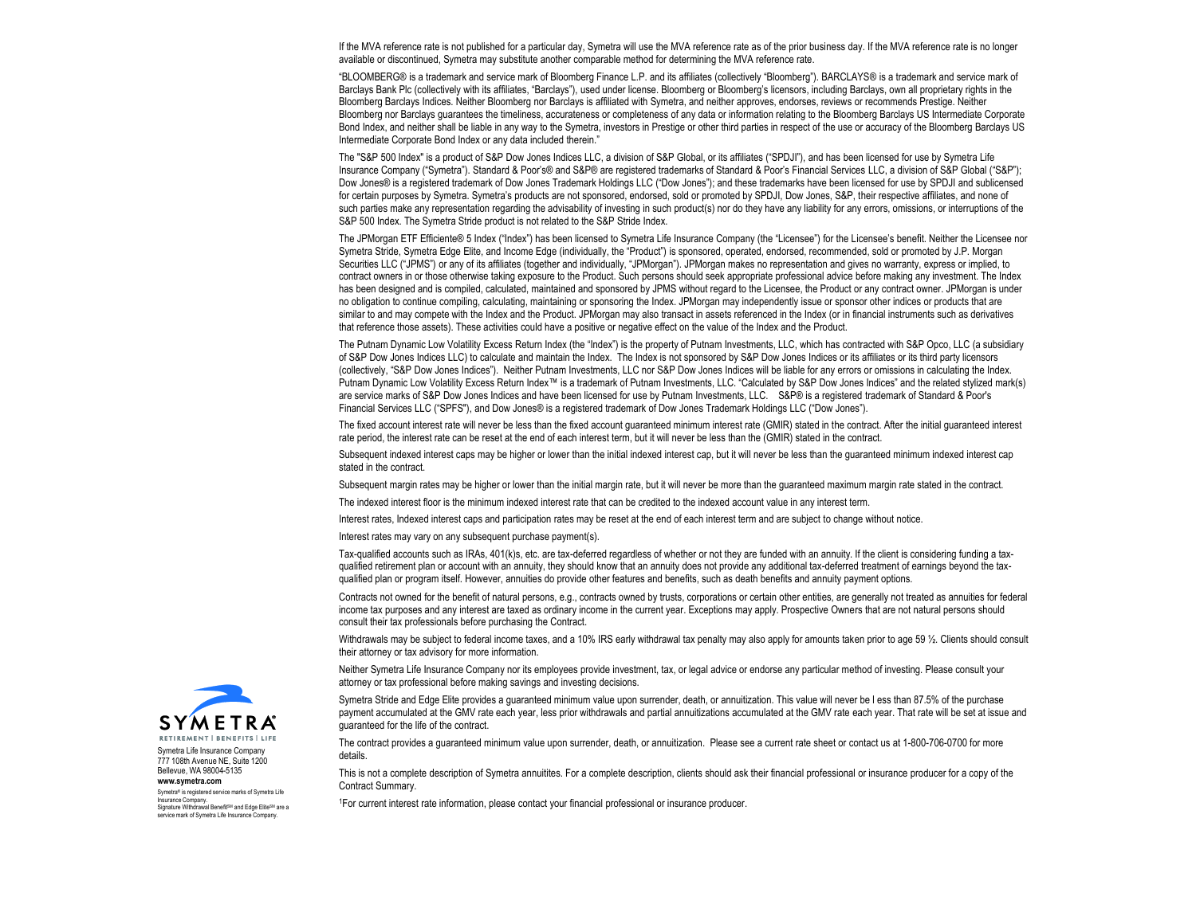If the MVA reference rate is not published for a particular day, Symetra will use the MVA reference rate as of the prior business day. If the MVA reference rate is no longer available or discontinued, Symetra may substitute another comparable method for determining the MVA reference rate.

"BLOOMBERG® is a trademark and service mark of Bloomberg Finance L.P. and its affiliates (collectively "Bloomberg"). BARCLAYS® is a trademark and service mark of Barclays Bank Plc (collectively with its affiliates, "Barclays"), used under license. Bloomberg or Bloomberg's licensors, including Barclays, own all proprietary rights in the Bloomberg Barclays Indices. Neither Bloomberg nor Barclays is affiliated with Symetra, and neither approves, endorses, reviews or recommends Prestige. Neither Bloomberg nor Barclays guarantees the timeliness, accurateness or completeness of any data or information relating to the Bloomberg Barclays US Intermediate Corporate Bond Index, and neither shall be liable in any way to the Symetra, investors in Prestige or other third parties in respect of the use or accuracy of the Bloomberg Barclays US Intermediate Corporate Bond Index or any data included therein."

The "S&P 500 Index" is a product of S&P Dow Jones Indices LLC, a division of S&P Global, or its affiliates ("SPDJI"), and has been licensed for use by Symetra Life Insurance Company ("Symetra"). Standard & Poor's® and S&P® are registered trademarks of Standard & Poor's Financial Services LLC, a division of S&P Global ("S&P"); Dow Jones® is a registered trademark of Dow Jones Trademark Holdings LLC ("Dow Jones"); and these trademarks have been licensed for use by SPDJI and sublicensed for certain purposes by Symetra. Symetra's products are not sponsored, endorsed, sold or promoted by SPDJI, Dow Jones, S&P, their respective affiliates, and none of such parties make any representation regarding the advisability of investing in such product(s) nor do they have any liability for any errors, omissions, or interruptions of the S&P 500 Index. The Symetra Stride product is not related to the S&P Stride Index.

The JPMorgan ETF Efficiente® 5 Index ("Index") has been licensed to Symetra Life Insurance Company (the "Licensee") for the Licensee's benefit. Neither the Licensee nor Symetra Stride, Symetra Edge Elite, and Income Edge (individually, the "Product") is sponsored, operated, endorsed, recommended, sold or promoted by J.P. Morgan Securities LLC ("JPMS") or any of its affiliates (together and individually, "JPMorgan"). JPMorgan makes no representation and gives no warranty, express or implied, to contract owners in or those otherwise taking exposure to the Product. Such persons should seek appropriate professional advice before making any investment. The Index has been designed and is compiled, calculated, maintained and sponsored by JPMS without regard to the Licensee, the Product or any contract owner. JPMorgan is under no obligation to continue compiling, calculating, maintaining or sponsoring the Index. JPMorgan may independently issue or sponsor other indices or products that are similar to and may compete with the Index and the Product. JPMorgan may also transact in assets referenced in the Index (or in financial instruments such as derivatives that reference those assets). These activities could have a positive or negative effect on the value of the Index and the Product.

The Putnam Dynamic Low Volatility Excess Return Index (the "Index") is the property of Putnam Investments, LLC, which has contracted with S&P Opco, LLC (a subsidiary of S&P Dow Jones Indices LLC) to calculate and maintain the Index. The Index is not sponsored by S&P Dow Jones Indices or its affiliates or its third party licensors (collectively, "S&P Dow Jones Indices"). Neither Putnam Investments, LLC nor S&P Dow Jones Indices will be liable for any errors or omissions in calculating the Index. Putnam Dynamic Low Volatility Excess Return Index™ is a trademark of Putnam Investments, LLC. "Calculated by S&P Dow Jones Indices" and the related stylized mark(s) are service marks of S&P Dow Jones Indices and have been licensed for use by Putnam Investments, LLC. S&P® is a registered trademark of Standard & Poor's Financial Services LLC ("SPFS"), and Dow Jones® is a registered trademark of Dow Jones Trademark Holdings LLC ("Dow Jones").

The fixed account interest rate will never be less than the fixed account guaranteed minimum interest rate (GMIR) stated in the contract. After the initial guaranteed interest rate period, the interest rate can be reset at the end of each interest term, but it will never be less than the (GMIR) stated in the contract.

Subsequent indexed interest caps may be higher or lower than the initial indexed interest cap, but it will never be less than the guaranteed minimum indexed interest cap stated in the contract.

Subsequent margin rates may be higher or lower than the initial margin rate, but it will never be more than the guaranteed maximum margin rate stated in the contract.

The indexed interest floor is the minimum indexed interest rate that can be credited to the indexed account value in any interest term.

Interest rates, Indexed interest caps and participation rates may be reset at the end of each interest term and are subject to change without notice.

Interest rates may vary on any subsequent purchase payment(s).

Tax-qualified accounts such as IRAs, 401(k)s, etc. are tax-deferred regardless of whether or not they are funded with an annuity. If the client is considering funding a tax-qualified retirement plan or account with an annuity, they should know that an annuity does not provide any additional tax-deferred treatment of earnings beyond the tax-qualified plan or program itself. However, annuities do provide other features and benefits, such as death benefits and annuity payment options.

Contracts not owned for the benefit of natural persons, e.g., contracts owned by trusts, corporations or certain other entities, are generally not treated as annuities for federal income tax purposes and any interest are taxed as ordinary income in the current year. Exceptions may apply. Prospective Owners that are not natural persons should consult their tax professionals before purchasing the Contract.

Withdrawals may be subject to federal income taxes, and a 10% IRS early withdrawal tax penalty may also apply for amounts taken prior to age 59 ½. Clients should consult their attorney or tax advisory for more information.

Neither Symetra Life Insurance Company nor its employees provide investment, tax, or legal advice or endorse any particular method of investing. Please consult your attorney or tax professional before making savings and investing decisions.

Symetra Stride and Edge Elite provides a guaranteed minimum value upon surrender, death, or annuitization. This value will never be l ess than 87.5% of the purchase payment accumulated at the GMV rate each year, less prior withdrawals and partial annuitizations accumulated at the GMV rate each year. That rate will be set at issue and guaranteed for the life of the contract.

The contract provides a guaranteed minimum value upon surrender, death, or annuitization. Please see a current rate sheet or contact us at 1-800-706-0700 for more details.

This is not a complete description of Symetra annuitites. For a complete description, clients should ask their financial professional or insurance producer for a copy of the Contract Summary.

[1]For current interest rate information, please contact your financial professional or insurance producer.

SYMETRA®
RETIREMENT | BENEFITS | LIFE

Symetra Life Insurance Company
777 108th Avenue NE, Suite 1200
Bellevue, WA 98004-5135
**www.symetra.com**

Symetra® is registered service marks of Symetra Life Insurance Company.
Signature Withdrawal Benefit℠ and Edge Elite℠ are a service mark of Symetra Life Insurance Company.